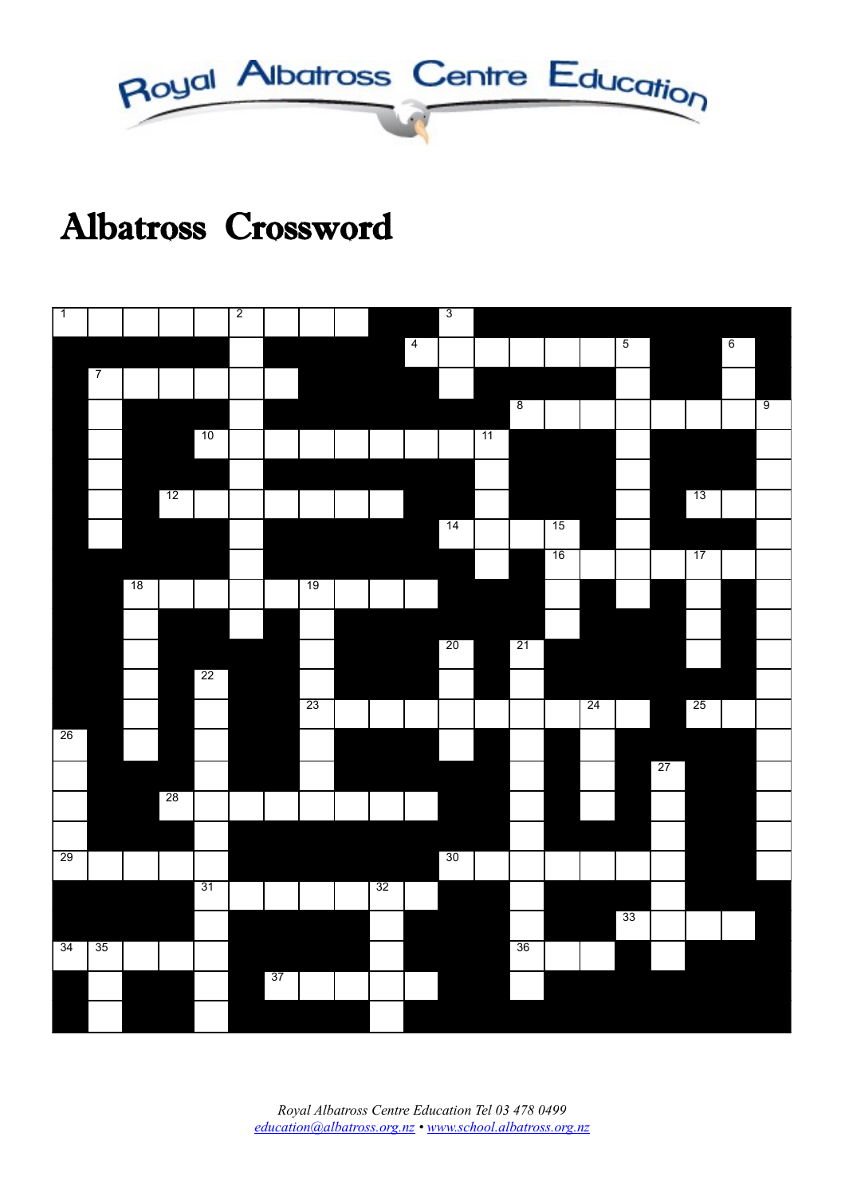Royal Albatross Centre Education

# Albatross Crossword

Royal Albatross Centre Education Tel 03 478 0499
education@albatross.org.nz • www.school.albatross.org.nz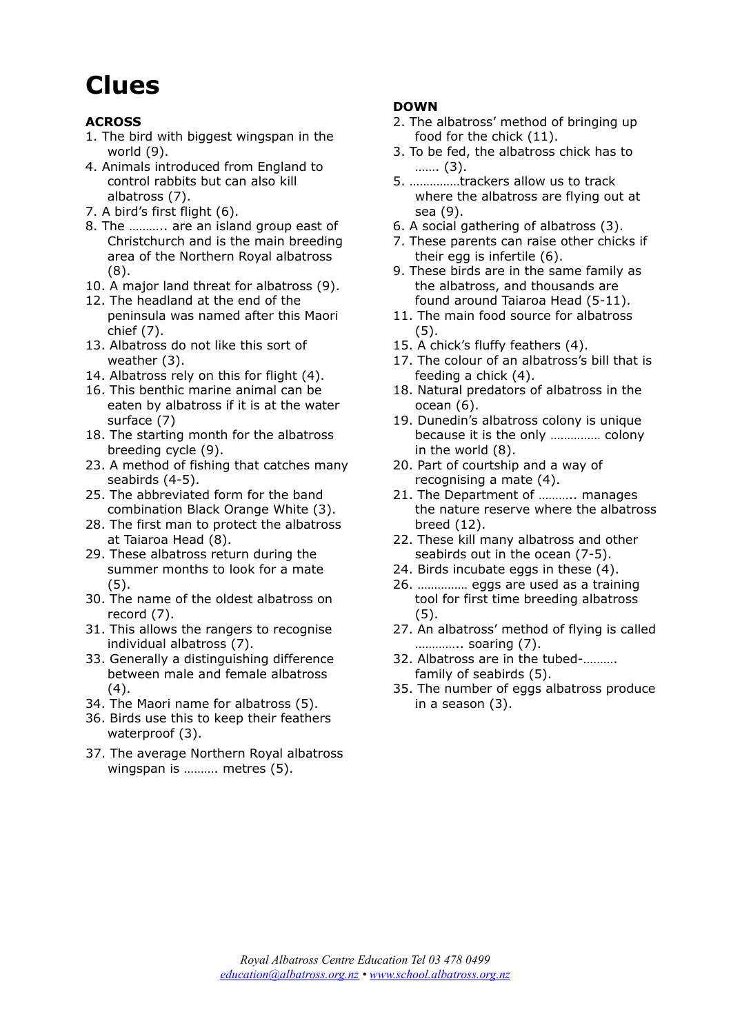# Clues

**ACROSS**

1. The bird with biggest wingspan in the world (9).
4. Animals introduced from England to control rabbits but can also kill albatross (7).
7. A bird's first flight (6).
8. The ……….. are an island group east of Christchurch and is the main breeding area of the Northern Royal albatross (8).
10. A major land threat for albatross (9).
12. The headland at the end of the peninsula was named after this Maori chief (7).
13. Albatross do not like this sort of weather (3).
14. Albatross rely on this for flight (4).
16. This benthic marine animal can be eaten by albatross if it is at the water surface (7)
18. The starting month for the albatross breeding cycle (9).
23. A method of fishing that catches many seabirds (4-5).
25. The abbreviated form for the band combination Black Orange White (3).
28. The first man to protect the albatross at Taiaroa Head (8).
29. These albatross return during the summer months to look for a mate (5).
30. The name of the oldest albatross on record (7).
31. This allows the rangers to recognise individual albatross (7).
33. Generally a distinguishing difference between male and female albatross (4).
34. The Maori name for albatross (5).
36. Birds use this to keep their feathers waterproof (3).
37. The average Northern Royal albatross wingspan is ………. metres (5).

**DOWN**

2. The albatross' method of bringing up food for the chick (11).
3. To be fed, the albatross chick has to ……. (3).
5. ……………trackers allow us to track where the albatross are flying out at sea (9).
6. A social gathering of albatross (3).
7. These parents can raise other chicks if their egg is infertile (6).
9. These birds are in the same family as the albatross, and thousands are found around Taiaroa Head (5-11).
11. The main food source for albatross (5).
15. A chick's fluffy feathers (4).
17. The colour of an albatross's bill that is feeding a chick (4).
18. Natural predators of albatross in the ocean (6).
19. Dunedin's albatross colony is unique because it is the only …………… colony in the world (8).
20. Part of courtship and a way of recognising a mate (4).
21. The Department of ……….. manages the nature reserve where the albatross breed (12).
22. These kill many albatross and other seabirds out in the ocean (7-5).
24. Birds incubate eggs in these (4).
26. …………… eggs are used as a training tool for first time breeding albatross (5).
27. An albatross' method of flying is called ………….. soaring (7).
32. Albatross are in the tubed-………. family of seabirds (5).
35. The number of eggs albatross produce in a season (3).

*Royal Albatross Centre Education Tel 03 478 0499*
*education@albatross.org.nz • www.school.albatross.org.nz*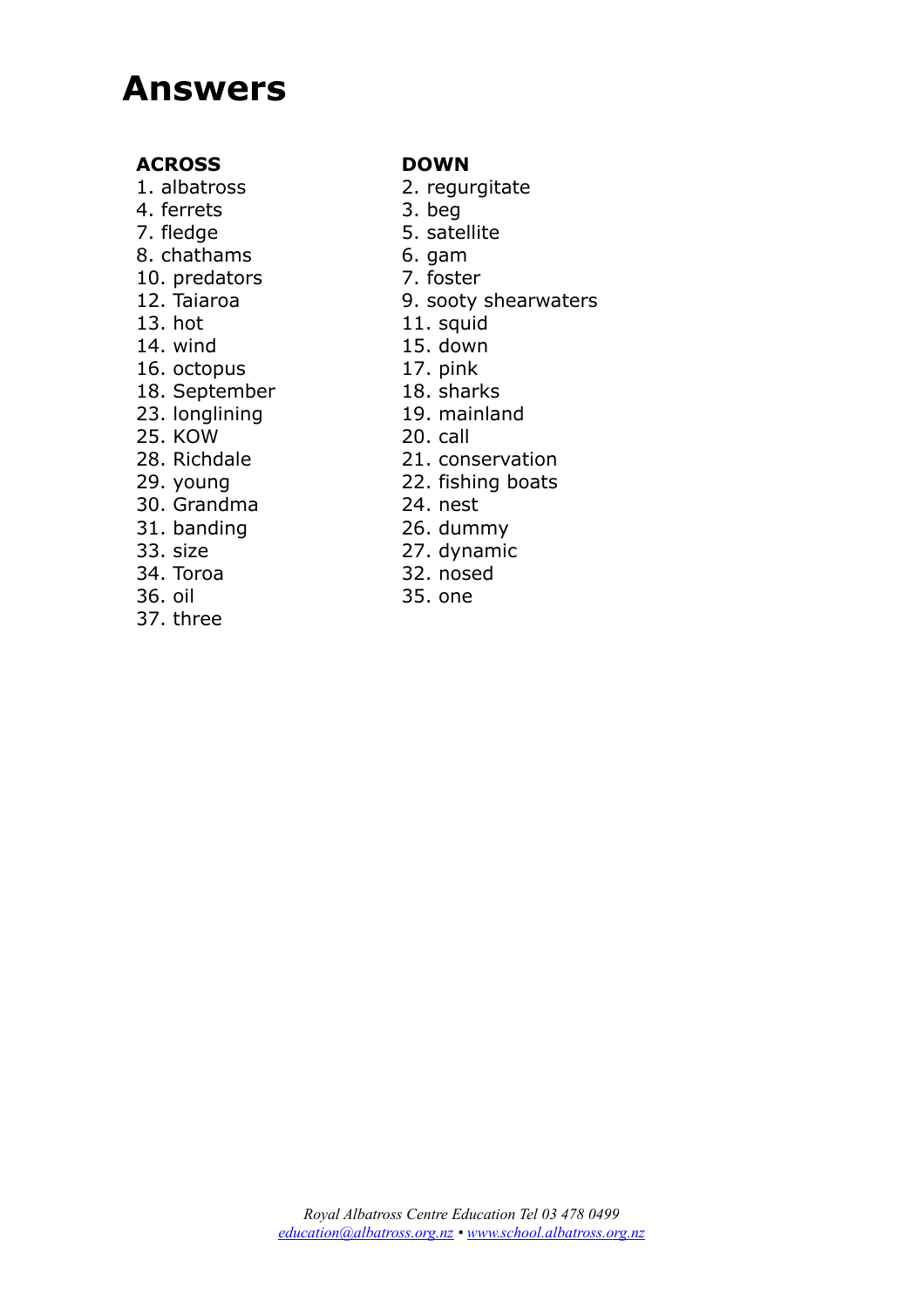# Answers

**ACROSS**

1. albatross
4. ferrets
7. fledge
8. chathams
10. predators
12. Taiaroa
13. hot
14. wind
16. octopus
18. September
23. longlining
25. KOW
28. Richdale
29. young
30. Grandma
31. banding
33. size
34. Toroa
36. oil
37. three

**DOWN**

2. regurgitate
3. beg
5. satellite
6. gam
7. foster
9. sooty shearwaters
11. squid
15. down
17. pink
18. sharks
19. mainland
20. call
21. conservation
22. fishing boats
24. nest
26. dummy
27. dynamic
32. nosed
35. one

*Royal Albatross Centre Education Tel 03 478 0499*
*education@albatross.org.nz • www.school.albatross.org.nz*